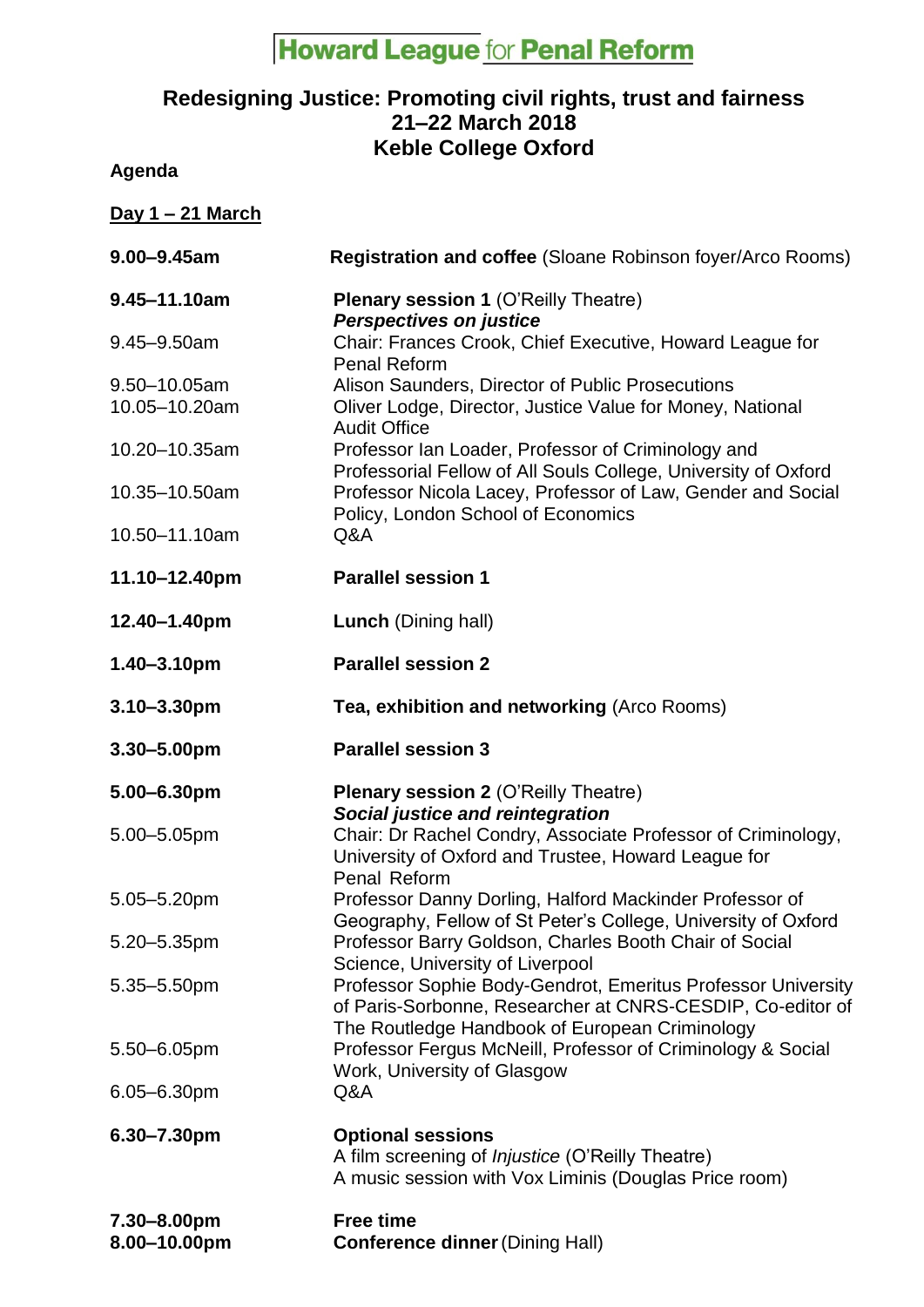# Howard League for Penal Reform

## Redesigning Justice: Promoting civil rights, trust and fairness
## 21–22 March 2018
## Keble College Oxford

**Agenda**

**Day 1 – 21 March**

| | |
|---|---|
| **9.00–9.45am** | **Registration and coffee** (Sloane Robinson foyer/Arco Rooms) |
| **9.45–11.10am** | **Plenary session 1** (O'Reilly Theatre)<br>***Perspectives on justice*** |
| 9.45–9.50am | Chair: Frances Crook, Chief Executive, Howard League for Penal Reform |
| 9.50–10.05am | Alison Saunders, Director of Public Prosecutions |
| 10.05–10.20am | Oliver Lodge, Director, Justice Value for Money, National Audit Office |
| 10.20–10.35am | Professor Ian Loader, Professor of Criminology and Professorial Fellow of All Souls College, University of Oxford |
| 10.35–10.50am | Professor Nicola Lacey, Professor of Law, Gender and Social Policy, London School of Economics |
| 10.50–11.10am | Q&A |
| **11.10–12.40pm** | **Parallel session 1** |
| **12.40–1.40pm** | **Lunch** (Dining hall) |
| **1.40–3.10pm** | **Parallel session 2** |
| **3.10–3.30pm** | **Tea, exhibition and networking** (Arco Rooms) |
| **3.30–5.00pm** | **Parallel session 3** |
| **5.00–6.30pm** | **Plenary session 2** (O'Reilly Theatre)<br>***Social justice and reintegration*** |
| 5.00–5.05pm | Chair: Dr Rachel Condry, Associate Professor of Criminology, University of Oxford and Trustee, Howard League for Penal Reform |
| 5.05–5.20pm | Professor Danny Dorling, Halford Mackinder Professor of Geography, Fellow of St Peter's College, University of Oxford |
| 5.20–5.35pm | Professor Barry Goldson, Charles Booth Chair of Social Science, University of Liverpool |
| 5.35–5.50pm | Professor Sophie Body-Gendrot, Emeritus Professor University of Paris-Sorbonne, Researcher at CNRS-CESDIP, Co-editor of The Routledge Handbook of European Criminology |
| 5.50–6.05pm | Professor Fergus McNeill, Professor of Criminology & Social Work, University of Glasgow |
| 6.05–6.30pm | Q&A |
| **6.30–7.30pm** | **Optional sessions**<br>A film screening of *Injustice* (O'Reilly Theatre)<br>A music session with Vox Liminis (Douglas Price room) |
| **7.30–8.00pm** | **Free time** |
| **8.00–10.00pm** | **Conference dinner** (Dining Hall) |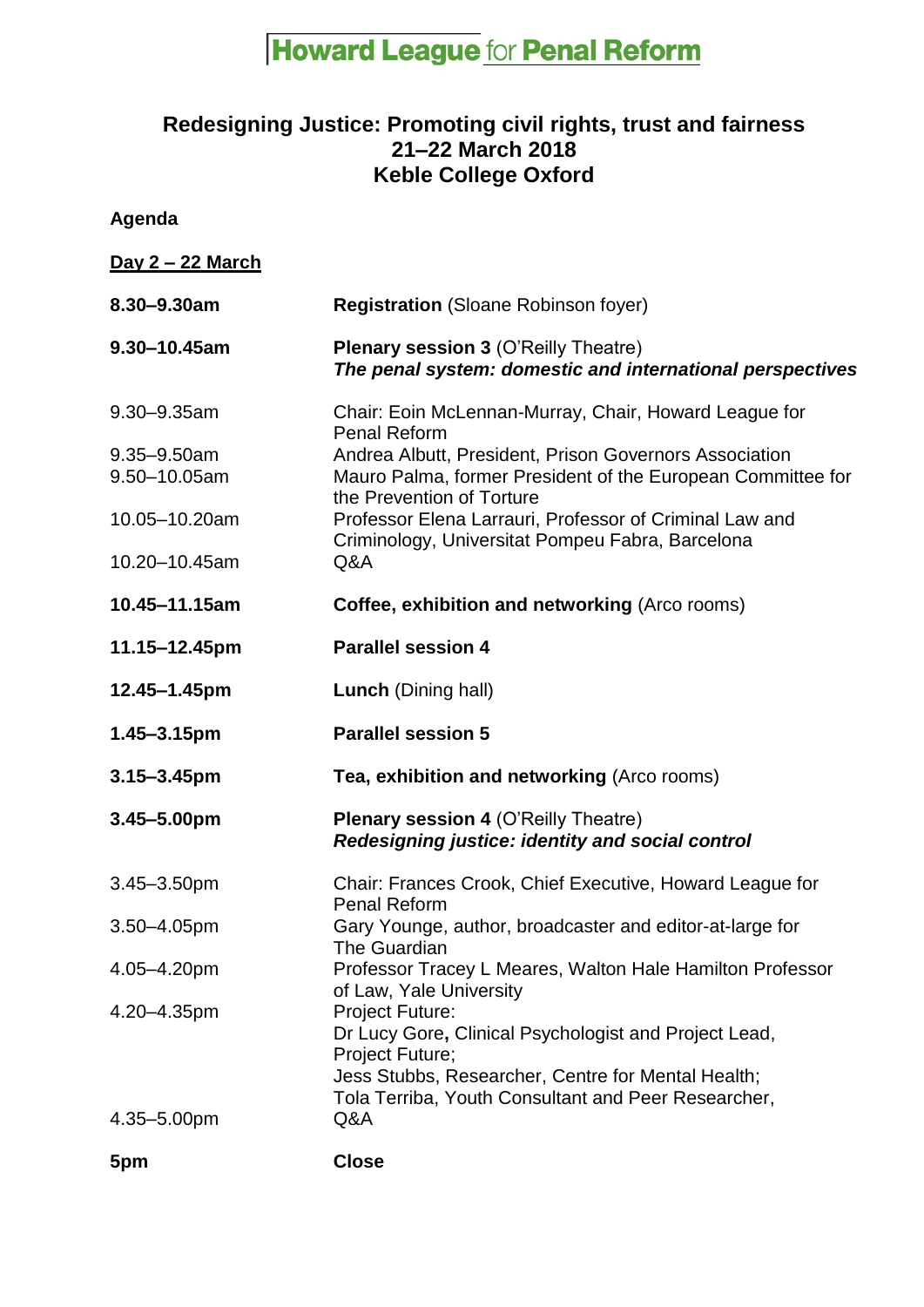# Howard League for Penal Reform

## Redesigning Justice: Promoting civil rights, trust and fairness
## 21–22 March 2018
## Keble College Oxford

**Agenda**

**Day 2 – 22 March**

| | |
|---|---|
| **8.30–9.30am** | **Registration** (Sloane Robinson foyer) |
| **9.30–10.45am** | **Plenary session 3** (O'Reilly Theatre)<br>***The penal system: domestic and international perspectives*** |
| 9.30–9.35am | Chair: Eoin McLennan-Murray, Chair, Howard League for Penal Reform |
| 9.35–9.50am | Andrea Albutt, President, Prison Governors Association |
| 9.50–10.05am | Mauro Palma, former President of the European Committee for the Prevention of Torture |
| 10.05–10.20am | Professor Elena Larrauri, Professor of Criminal Law and Criminology, Universitat Pompeu Fabra, Barcelona |
| 10.20–10.45am | Q&A |
| **10.45–11.15am** | **Coffee, exhibition and networking** (Arco rooms) |
| **11.15–12.45pm** | **Parallel session 4** |
| **12.45–1.45pm** | **Lunch** (Dining hall) |
| **1.45–3.15pm** | **Parallel session 5** |
| **3.15–3.45pm** | **Tea, exhibition and networking** (Arco rooms) |
| **3.45–5.00pm** | **Plenary session 4** (O'Reilly Theatre)<br>***Redesigning justice: identity and social control*** |
| 3.45–3.50pm | Chair: Frances Crook, Chief Executive, Howard League for Penal Reform |
| 3.50–4.05pm | Gary Younge, author, broadcaster and editor-at-large for The Guardian |
| 4.05–4.20pm | Professor Tracey L Meares, Walton Hale Hamilton Professor of Law, Yale University |
| 4.20–4.35pm | Project Future:<br>Dr Lucy Gore**,** Clinical Psychologist and Project Lead, Project Future;<br>Jess Stubbs, Researcher, Centre for Mental Health;<br>Tola Terriba, Youth Consultant and Peer Researcher, |
| 4.35–5.00pm | Q&A |
| **5pm** | **Close** |